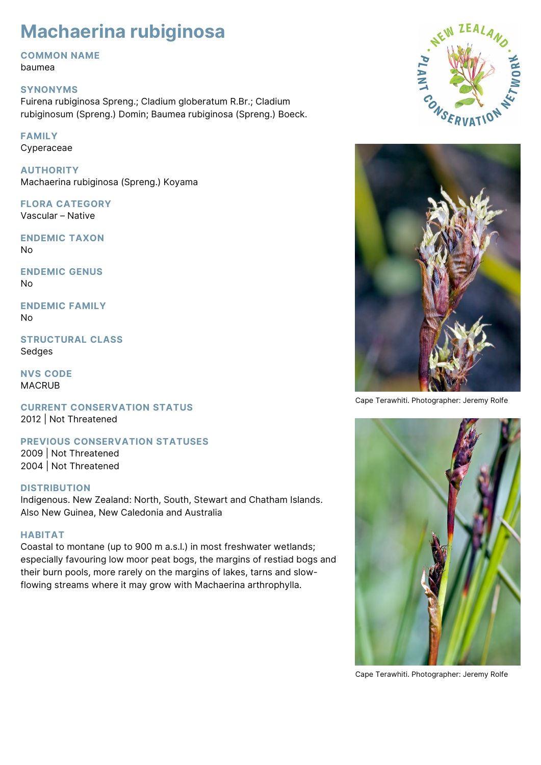# Machaerina rubiginosa

## COMMON NAME
baumea

## SYNONYMS
Fuirena rubiginosa Spreng.; Cladium globeratum R.Br.; Cladium rubiginosum (Spreng.) Domin; Baumea rubiginosa (Spreng.) Boeck.

## FAMILY
Cyperaceae

## AUTHORITY
Machaerina rubiginosa (Spreng.) Koyama

## FLORA CATEGORY
Vascular – Native

## ENDEMIC TAXON
No

## ENDEMIC GENUS
No

## ENDEMIC FAMILY
No

## STRUCTURAL CLASS
Sedges

## NVS CODE
MACRUB

## CURRENT CONSERVATION STATUS
2012 | Not Threatened

## PREVIOUS CONSERVATION STATUSES
2009 | Not Threatened
2004 | Not Threatened

## DISTRIBUTION
Indigenous. New Zealand: North, South, Stewart and Chatham Islands. Also New Guinea, New Caledonia and Australia

## HABITAT
Coastal to montane (up to 900 m a.s.l.) in most freshwater wetlands; especially favouring low moor peat bogs, the margins of restiad bogs and their burn pools, more rarely on the margins of lakes, tarns and slow-flowing streams where it may grow with Machaerina arthrophylla.

Cape Terawhiti. Photographer: Jeremy Rolfe

Cape Terawhiti. Photographer: Jeremy Rolfe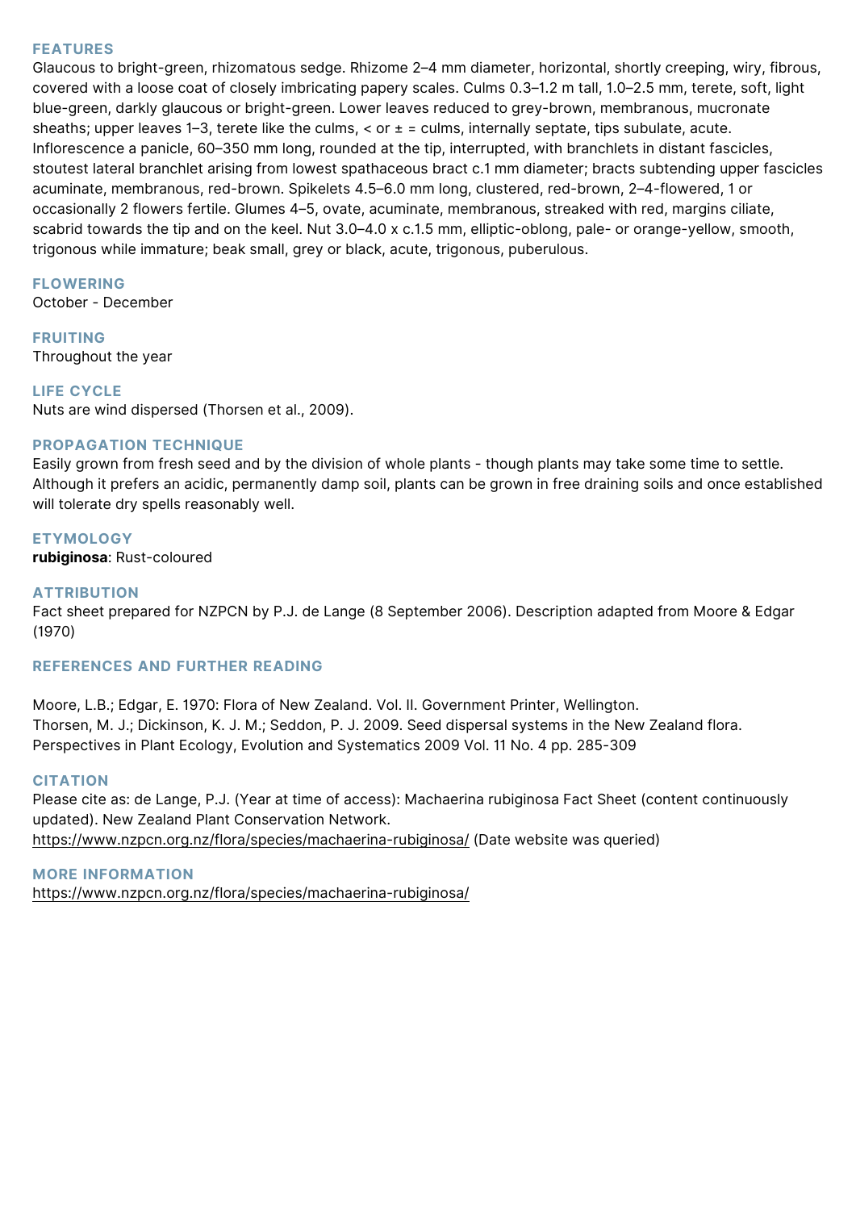## FEATURES

Glaucous to bright-green, rhizomatous sedge. Rhizome 2–4 mm diameter, horizontal, shortly creeping, wiry, fibrous, covered with a loose coat of closely imbricating papery scales. Culms 0.3–1.2 m tall, 1.0–2.5 mm, terete, soft, light blue-green, darkly glaucous or bright-green. Lower leaves reduced to grey-brown, membranous, mucronate sheaths; upper leaves 1–3, terete like the culms, < or ± = culms, internally septate, tips subulate, acute. Inflorescence a panicle, 60–350 mm long, rounded at the tip, interrupted, with branchlets in distant fascicles, stoutest lateral branchlet arising from lowest spathaceous bract c.1 mm diameter; bracts subtending upper fascicles acuminate, membranous, red-brown. Spikelets 4.5–6.0 mm long, clustered, red-brown, 2–4-flowered, 1 or occasionally 2 flowers fertile. Glumes 4–5, ovate, acuminate, membranous, streaked with red, margins ciliate, scabrid towards the tip and on the keel. Nut 3.0–4.0 x c.1.5 mm, elliptic-oblong, pale- or orange-yellow, smooth, trigonous while immature; beak small, grey or black, acute, trigonous, puberulous.

## FLOWERING

October - December

## FRUITING

Throughout the year

## LIFE CYCLE

Nuts are wind dispersed (Thorsen et al., 2009).

## PROPAGATION TECHNIQUE

Easily grown from fresh seed and by the division of whole plants - though plants may take some time to settle. Although it prefers an acidic, permanently damp soil, plants can be grown in free draining soils and once established will tolerate dry spells reasonably well.

## ETYMOLOGY

**rubiginosa**: Rust-coloured

## ATTRIBUTION

Fact sheet prepared for NZPCN by P.J. de Lange (8 September 2006). Description adapted from Moore & Edgar (1970)

## REFERENCES AND FURTHER READING

Moore, L.B.; Edgar, E. 1970: Flora of New Zealand. Vol. II. Government Printer, Wellington.
Thorsen, M. J.; Dickinson, K. J. M.; Seddon, P. J. 2009. Seed dispersal systems in the New Zealand flora. Perspectives in Plant Ecology, Evolution and Systematics 2009 Vol. 11 No. 4 pp. 285-309

## CITATION

Please cite as: de Lange, P.J. (Year at time of access): Machaerina rubiginosa Fact Sheet (content continuously updated). New Zealand Plant Conservation Network.
https://www.nzpcn.org.nz/flora/species/machaerina-rubiginosa/ (Date website was queried)

## MORE INFORMATION

https://www.nzpcn.org.nz/flora/species/machaerina-rubiginosa/